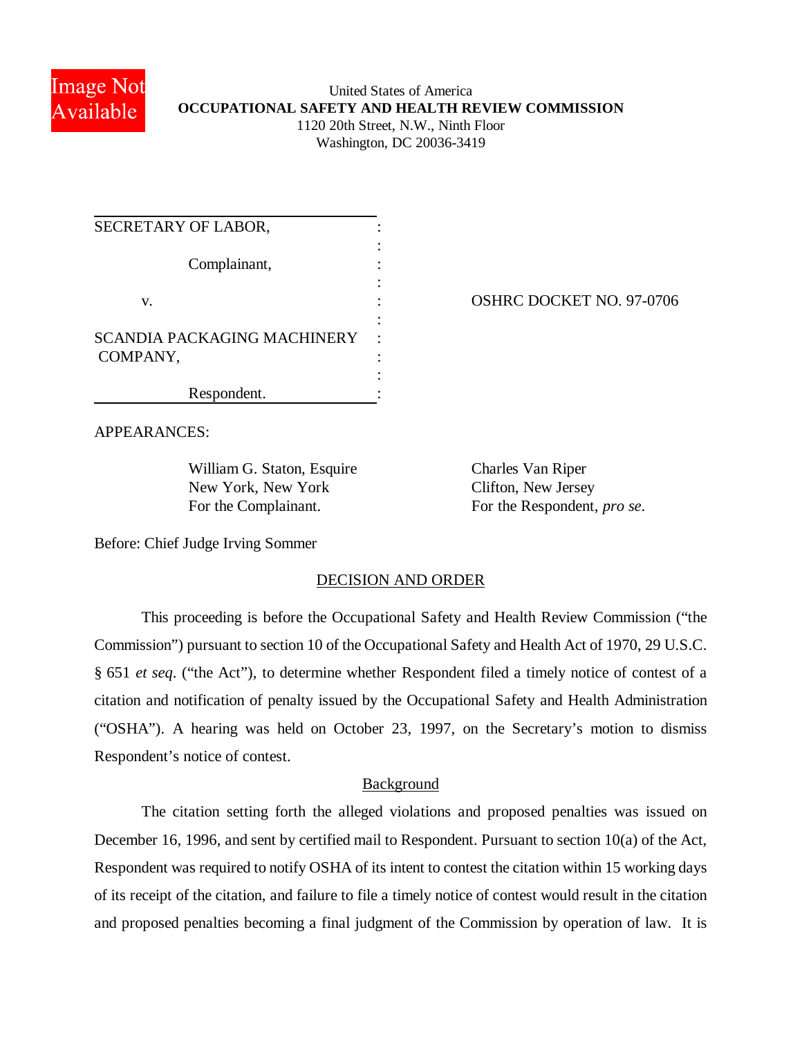United States of America
**OCCUPATIONAL SAFETY AND HEALTH REVIEW COMMISSION**
1120 20th Street, N.W., Ninth Floor
Washington, DC 20036-3419

| | |
|---|---|
| SECRETARY OF LABOR, Complainant, v. SCANDIA PACKAGING MACHINERY COMPANY, Respondent. | OSHRC DOCKET NO. 97-0706 |

APPEARANCES:

William G. Staton, Esquire
New York, New York
For the Complainant.

Charles Van Riper
Clifton, New Jersey
For the Respondent, *pro se*.

Before: Chief Judge Irving Sommer

## DECISION AND ORDER

This proceeding is before the Occupational Safety and Health Review Commission ("the Commission") pursuant to section 10 of the Occupational Safety and Health Act of 1970, 29 U.S.C. § 651 *et seq*. ("the Act"), to determine whether Respondent filed a timely notice of contest of a citation and notification of penalty issued by the Occupational Safety and Health Administration ("OSHA"). A hearing was held on October 23, 1997, on the Secretary's motion to dismiss Respondent's notice of contest.

### Background

The citation setting forth the alleged violations and proposed penalties was issued on December 16, 1996, and sent by certified mail to Respondent. Pursuant to section 10(a) of the Act, Respondent was required to notify OSHA of its intent to contest the citation within 15 working days of its receipt of the citation, and failure to file a timely notice of contest would result in the citation and proposed penalties becoming a final judgment of the Commission by operation of law. It is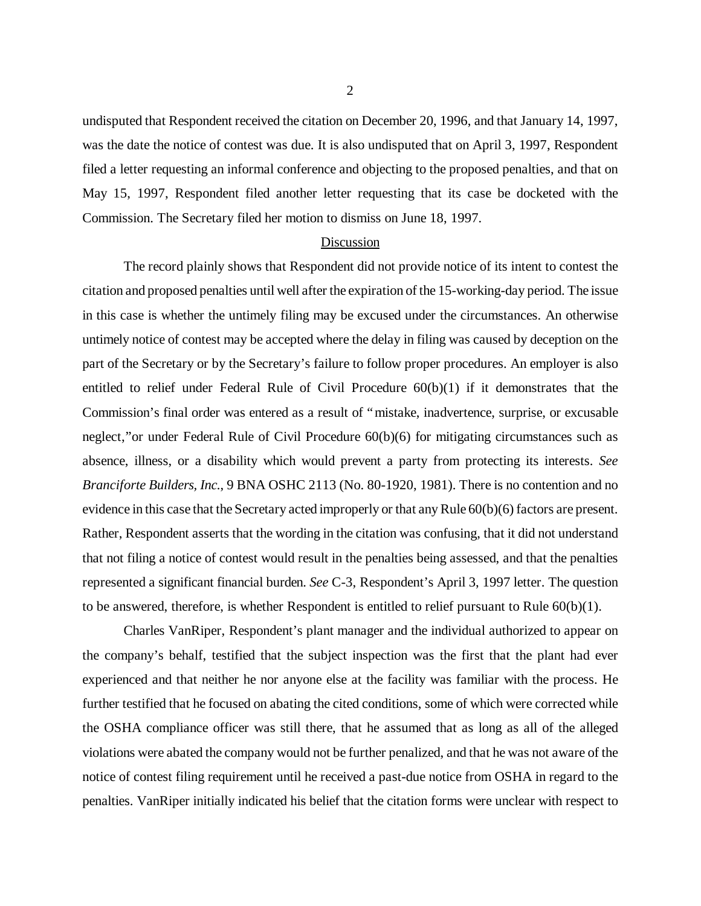undisputed that Respondent received the citation on December 20, 1996, and that January 14, 1997, was the date the notice of contest was due. It is also undisputed that on April 3, 1997, Respondent filed a letter requesting an informal conference and objecting to the proposed penalties, and that on May 15, 1997, Respondent filed another letter requesting that its case be docketed with the Commission. The Secretary filed her motion to dismiss on June 18, 1997.

## Discussion

The record plainly shows that Respondent did not provide notice of its intent to contest the citation and proposed penalties until well after the expiration of the 15-working-day period. The issue in this case is whether the untimely filing may be excused under the circumstances. An otherwise untimely notice of contest may be accepted where the delay in filing was caused by deception on the part of the Secretary or by the Secretary's failure to follow proper procedures. An employer is also entitled to relief under Federal Rule of Civil Procedure 60(b)(1) if it demonstrates that the Commission's final order was entered as a result of "mistake, inadvertence, surprise, or excusable neglect,"or under Federal Rule of Civil Procedure 60(b)(6) for mitigating circumstances such as absence, illness, or a disability which would prevent a party from protecting its interests. *See Branciforte Builders, Inc.*, 9 BNA OSHC 2113 (No. 80-1920, 1981). There is no contention and no evidence in this case that the Secretary acted improperly or that any Rule 60(b)(6) factors are present. Rather, Respondent asserts that the wording in the citation was confusing, that it did not understand that not filing a notice of contest would result in the penalties being assessed, and that the penalties represented a significant financial burden. *See* C-3, Respondent's April 3, 1997 letter. The question to be answered, therefore, is whether Respondent is entitled to relief pursuant to Rule 60(b)(1).

Charles VanRiper, Respondent's plant manager and the individual authorized to appear on the company's behalf, testified that the subject inspection was the first that the plant had ever experienced and that neither he nor anyone else at the facility was familiar with the process. He further testified that he focused on abating the cited conditions, some of which were corrected while the OSHA compliance officer was still there, that he assumed that as long as all of the alleged violations were abated the company would not be further penalized, and that he was not aware of the notice of contest filing requirement until he received a past-due notice from OSHA in regard to the penalties. VanRiper initially indicated his belief that the citation forms were unclear with respect to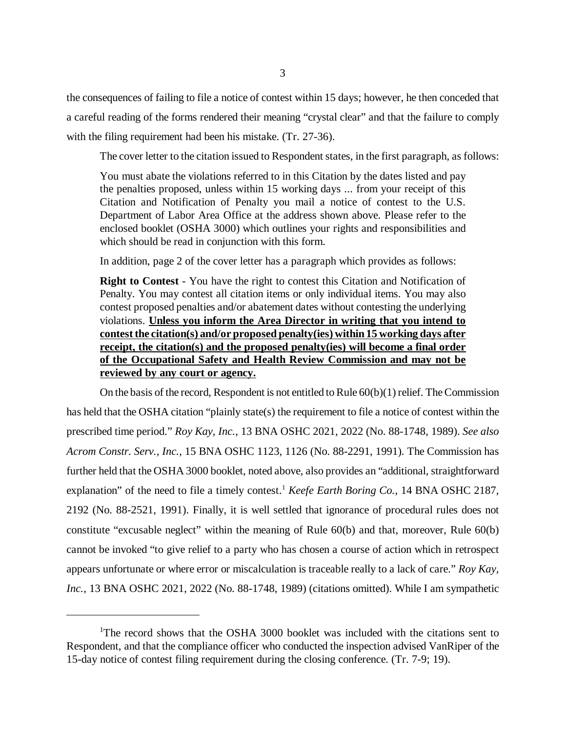the consequences of failing to file a notice of contest within 15 days; however, he then conceded that a careful reading of the forms rendered their meaning "crystal clear" and that the failure to comply with the filing requirement had been his mistake. (Tr. 27-36).

The cover letter to the citation issued to Respondent states, in the first paragraph, as follows:

> You must abate the violations referred to in this Citation by the dates listed and pay the penalties proposed, unless within 15 working days ... from your receipt of this Citation and Notification of Penalty you mail a notice of contest to the U.S. Department of Labor Area Office at the address shown above. Please refer to the enclosed booklet (OSHA 3000) which outlines your rights and responsibilities and which should be read in conjunction with this form.

In addition, page 2 of the cover letter has a paragraph which provides as follows:

> **Right to Contest** - You have the right to contest this Citation and Notification of Penalty. You may contest all citation items or only individual items. You may also contest proposed penalties and/or abatement dates without contesting the underlying violations. **<u>Unless you inform the Area Director in writing that you intend to contest the citation(s) and/or proposed penalty(ies) within 15 working days after receipt, the citation(s) and the proposed penalty(ies) will become a final order of the Occupational Safety and Health Review Commission and may not be reviewed by any court or agency.</u>**

On the basis of the record, Respondent is not entitled to Rule 60(b)(1) relief. The Commission has held that the OSHA citation "plainly state(s) the requirement to file a notice of contest within the prescribed time period." *Roy Kay, Inc.*, 13 BNA OSHC 2021, 2022 (No. 88-1748, 1989). *See also Acrom Constr. Serv., Inc.*, 15 BNA OSHC 1123, 1126 (No. 88-2291, 1991). The Commission has further held that the OSHA 3000 booklet, noted above, also provides an "additional, straightforward explanation" of the need to file a timely contest.[1] *Keefe Earth Boring Co.*, 14 BNA OSHC 2187, 2192 (No. 88-2521, 1991). Finally, it is well settled that ignorance of procedural rules does not constitute "excusable neglect" within the meaning of Rule 60(b) and that, moreover, Rule 60(b) cannot be invoked "to give relief to a party who has chosen a course of action which in retrospect appears unfortunate or where error or miscalculation is traceable really to a lack of care." *Roy Kay, Inc.*, 13 BNA OSHC 2021, 2022 (No. 88-1748, 1989) (citations omitted). While I am sympathetic

---

[1] The record shows that the OSHA 3000 booklet was included with the citations sent to Respondent, and that the compliance officer who conducted the inspection advised VanRiper of the 15-day notice of contest filing requirement during the closing conference. (Tr. 7-9; 19).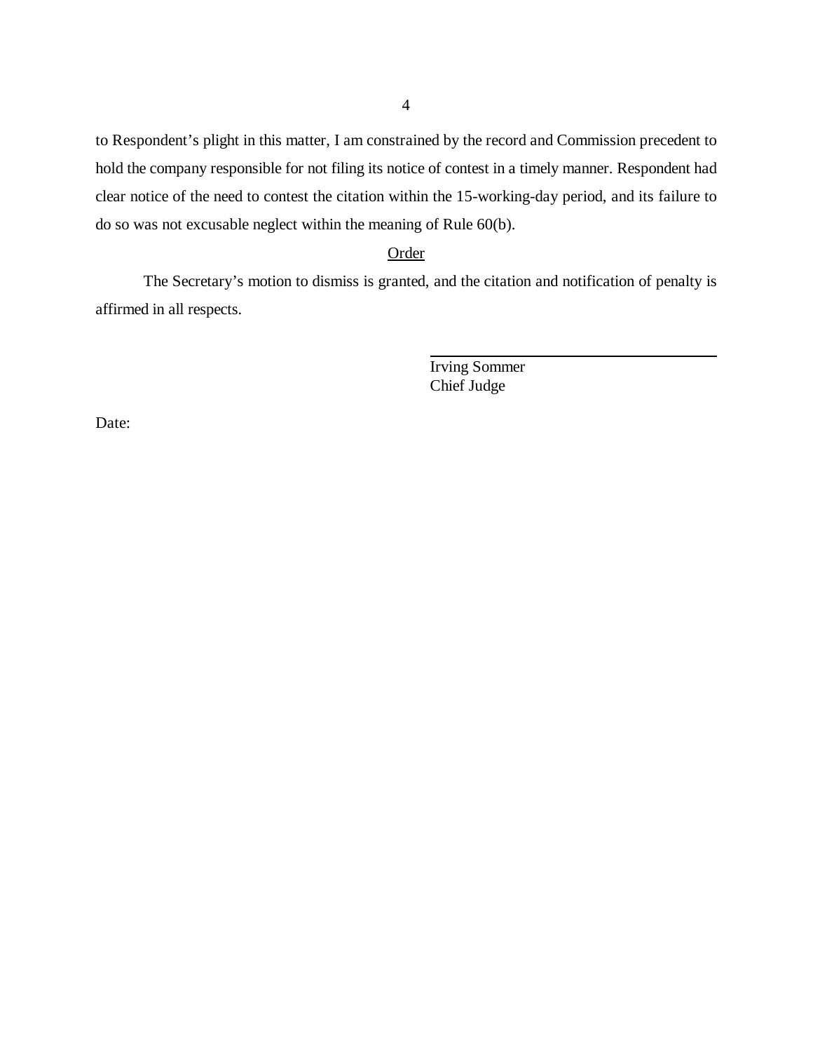to Respondent's plight in this matter, I am constrained by the record and Commission precedent to hold the company responsible for not filing its notice of contest in a timely manner. Respondent had clear notice of the need to contest the citation within the 15-working-day period, and its failure to do so was not excusable neglect within the meaning of Rule 60(b).

<u>Order</u>

The Secretary's motion to dismiss is granted, and the citation and notification of penalty is affirmed in all respects.

Irving Sommer
Chief Judge

Date: